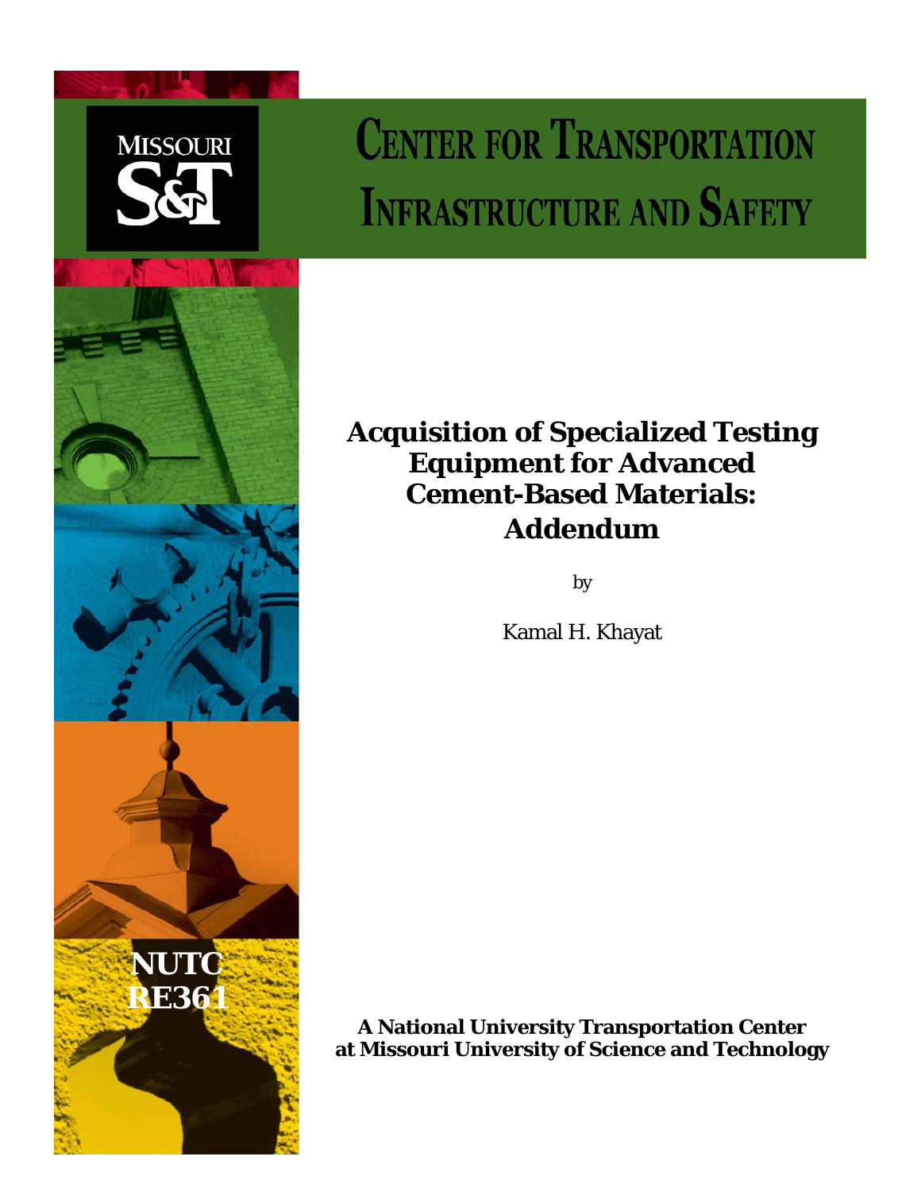MISSOURI S&T

# CENTER FOR TRANSPORTATION INFRASTRUCTURE AND SAFETY

## Acquisition of Specialized Testing Equipment for Advanced Cement-Based Materials: Addendum

by

Kamal H. Khayat

NUTC
RE361

**A National University Transportation Center at Missouri University of Science and Technology**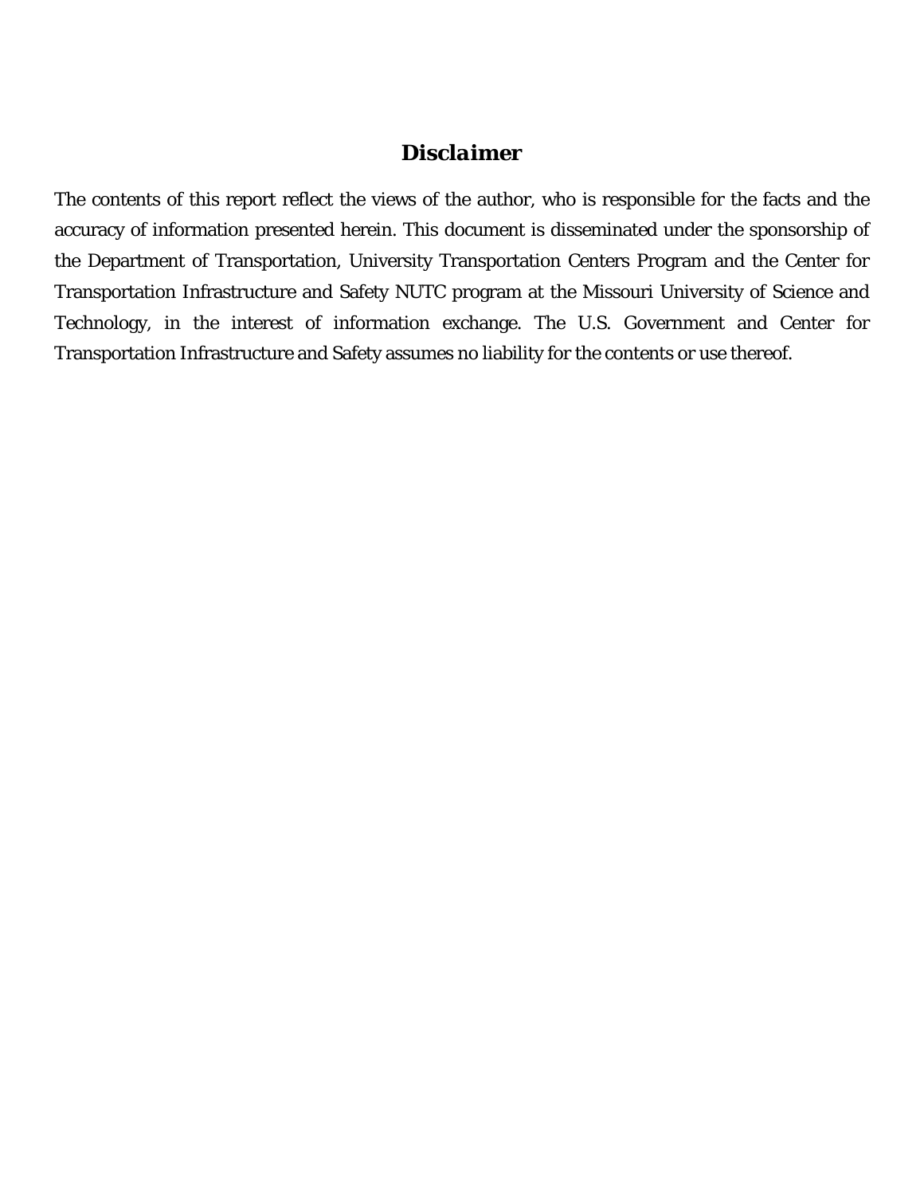# Disclaimer

The contents of this report reflect the views of the author, who is responsible for the facts and the accuracy of information presented herein. This document is disseminated under the sponsorship of the Department of Transportation, University Transportation Centers Program and the Center for Transportation Infrastructure and Safety NUTC program at the Missouri University of Science and Technology, in the interest of information exchange. The U.S. Government and Center for Transportation Infrastructure and Safety assumes no liability for the contents or use thereof.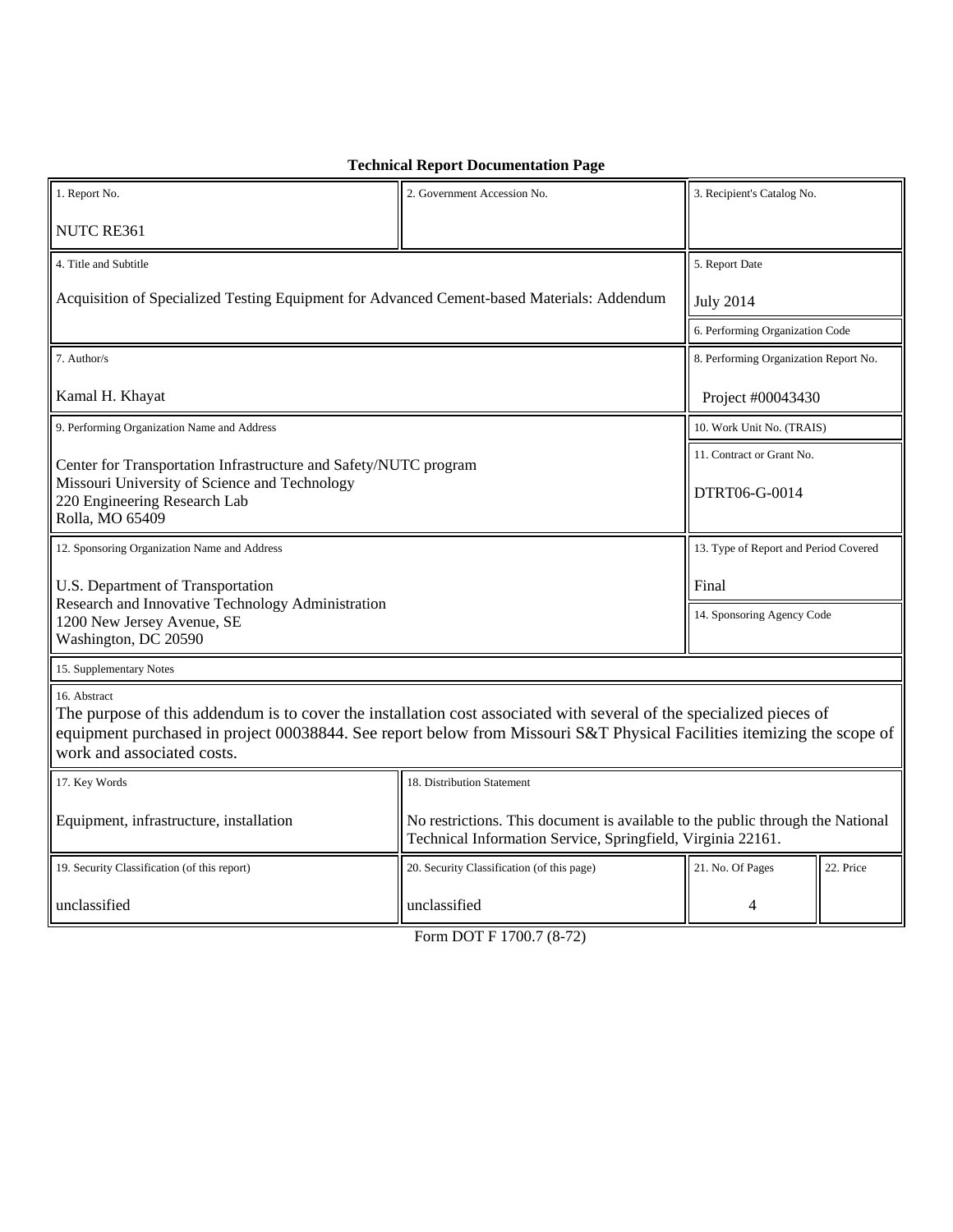**Technical Report Documentation Page**

| 1. Report No. | 2. Government Accession No. | 3. Recipient's Catalog No. | |
|---|---|---|---|
| NUTC RE361 | | | |
| 4. Title and Subtitle | | 5. Report Date | |
| Acquisition of Specialized Testing Equipment for Advanced Cement-based Materials: Addendum | | July 2014 | |
| | | 6. Performing Organization Code | |
| 7. Author/s | | 8. Performing Organization Report No. | |
| Kamal H. Khayat | | Project #00043430 | |
| 9. Performing Organization Name and Address | | 10. Work Unit No. (TRAIS) | |
| Center for Transportation Infrastructure and Safety/NUTC program<br>Missouri University of Science and Technology<br>220 Engineering Research Lab<br>Rolla, MO 65409 | | 11. Contract or Grant No.<br><br>DTRT06-G-0014 | |
| 12. Sponsoring Organization Name and Address | | 13. Type of Report and Period Covered | |
| U.S. Department of Transportation<br>Research and Innovative Technology Administration<br>1200 New Jersey Avenue, SE<br>Washington, DC 20590 | | Final | |
| | | 14. Sponsoring Agency Code | |
| 15. Supplementary Notes | | | |
| 16. Abstract<br>The purpose of this addendum is to cover the installation cost associated with several of the specialized pieces of equipment purchased in project 00038844. See report below from Missouri S&T Physical Facilities itemizing the scope of work and associated costs. | | | |
| 17. Key Words | 18. Distribution Statement | | |
| Equipment, infrastructure, installation | No restrictions. This document is available to the public through the National Technical Information Service, Springfield, Virginia 22161. | | |
| 19. Security Classification (of this report) | 20. Security Classification (of this page) | 21. No. Of Pages | 22. Price |
| unclassified | unclassified | 4 | |

Form DOT F 1700.7 (8-72)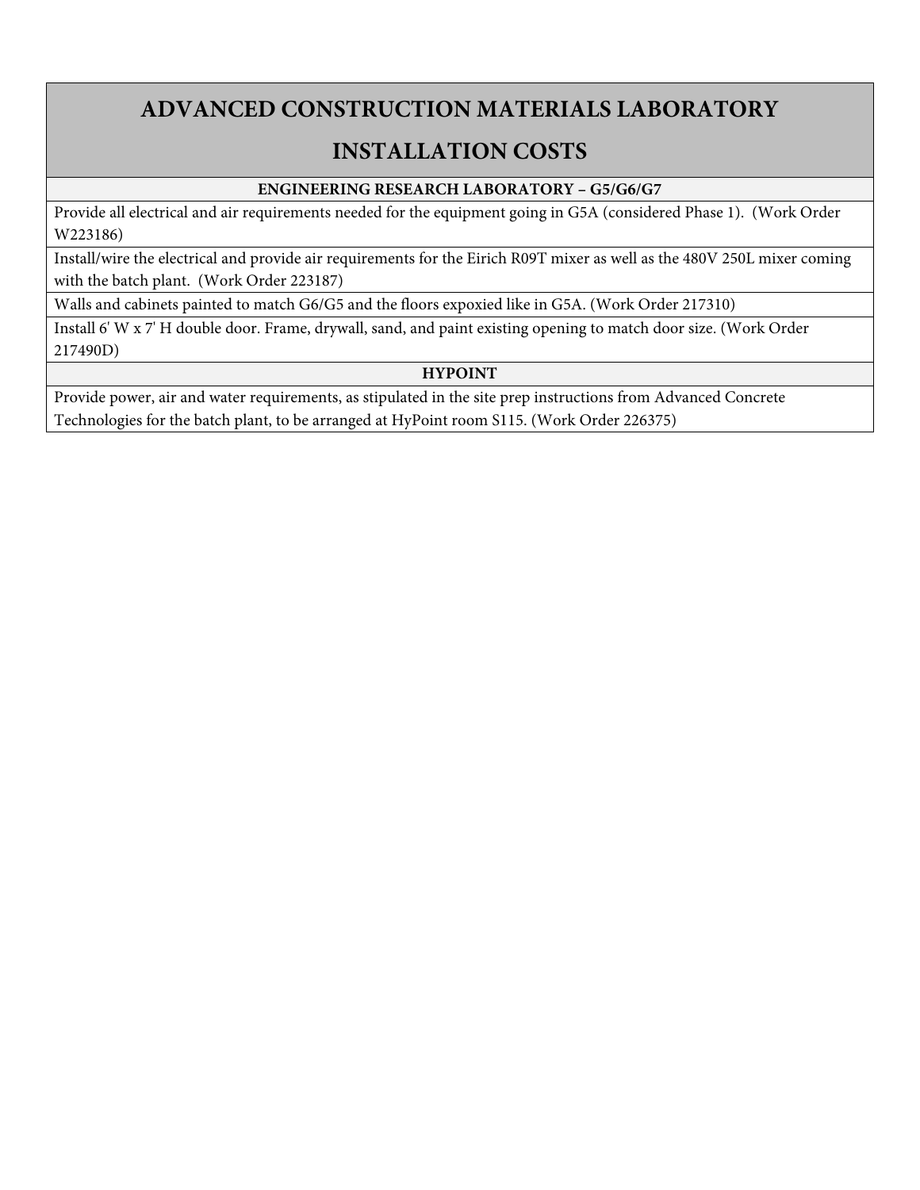# ADVANCED CONSTRUCTION MATERIALS LABORATORY

# INSTALLATION COSTS

| ENGINEERING RESEARCH LABORATORY – G5/G6/G7 |
|---|
| Provide all electrical and air requirements needed for the equipment going in G5A (considered Phase 1). (Work Order W223186) |
| Install/wire the electrical and provide air requirements for the Eirich R09T mixer as well as the 480V 250L mixer coming with the batch plant. (Work Order 223187) |
| Walls and cabinets painted to match G6/G5 and the floors expoxied like in G5A. (Work Order 217310) |
| Install 6' W x 7' H double door. Frame, drywall, sand, and paint existing opening to match door size. (Work Order 217490D) |
| **HYPOINT** |
| Provide power, air and water requirements, as stipulated in the site prep instructions from Advanced Concrete Technologies for the batch plant, to be arranged at HyPoint room S115. (Work Order 226375) |